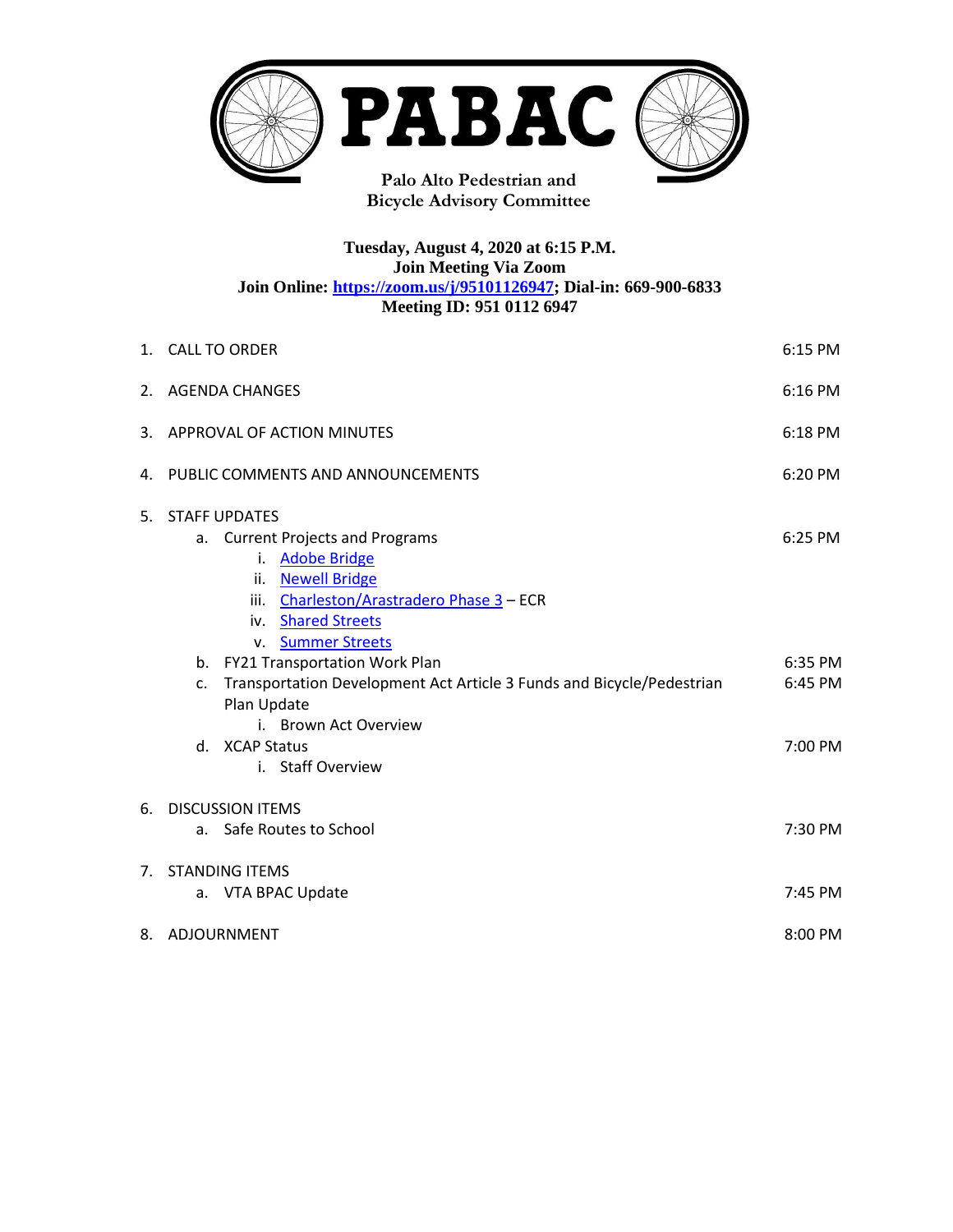# PABAC

**Palo Alto Pedestrian and Bicycle Advisory Committee**

**Tuesday, August 4, 2020 at 6:15 P.M.**
**Join Meeting Via Zoom**
**Join Online: [https://zoom.us/j/95101126947](https://zoom.us/j/95101126947); Dial-in: 669-900-6833**
**Meeting ID: 951 0112 6947**

1. CALL TO ORDER — 6:15 PM
2. AGENDA CHANGES — 6:16 PM
3. APPROVAL OF ACTION MINUTES — 6:18 PM
4. PUBLIC COMMENTS AND ANNOUNCEMENTS — 6:20 PM
5. STAFF UPDATES
   a. Current Projects and Programs — 6:25 PM
      i. Adobe Bridge
      ii. Newell Bridge
      iii. Charleston/Arastradero Phase 3 – ECR
      iv. Shared Streets
      v. Summer Streets
   b. FY21 Transportation Work Plan — 6:35 PM
   c. Transportation Development Act Article 3 Funds and Bicycle/Pedestrian Plan Update — 6:45 PM
      i. Brown Act Overview
   d. XCAP Status — 7:00 PM
      i. Staff Overview
6. DISCUSSION ITEMS
   a. Safe Routes to School — 7:30 PM
7. STANDING ITEMS
   a. VTA BPAC Update — 7:45 PM
8. ADJOURNMENT — 8:00 PM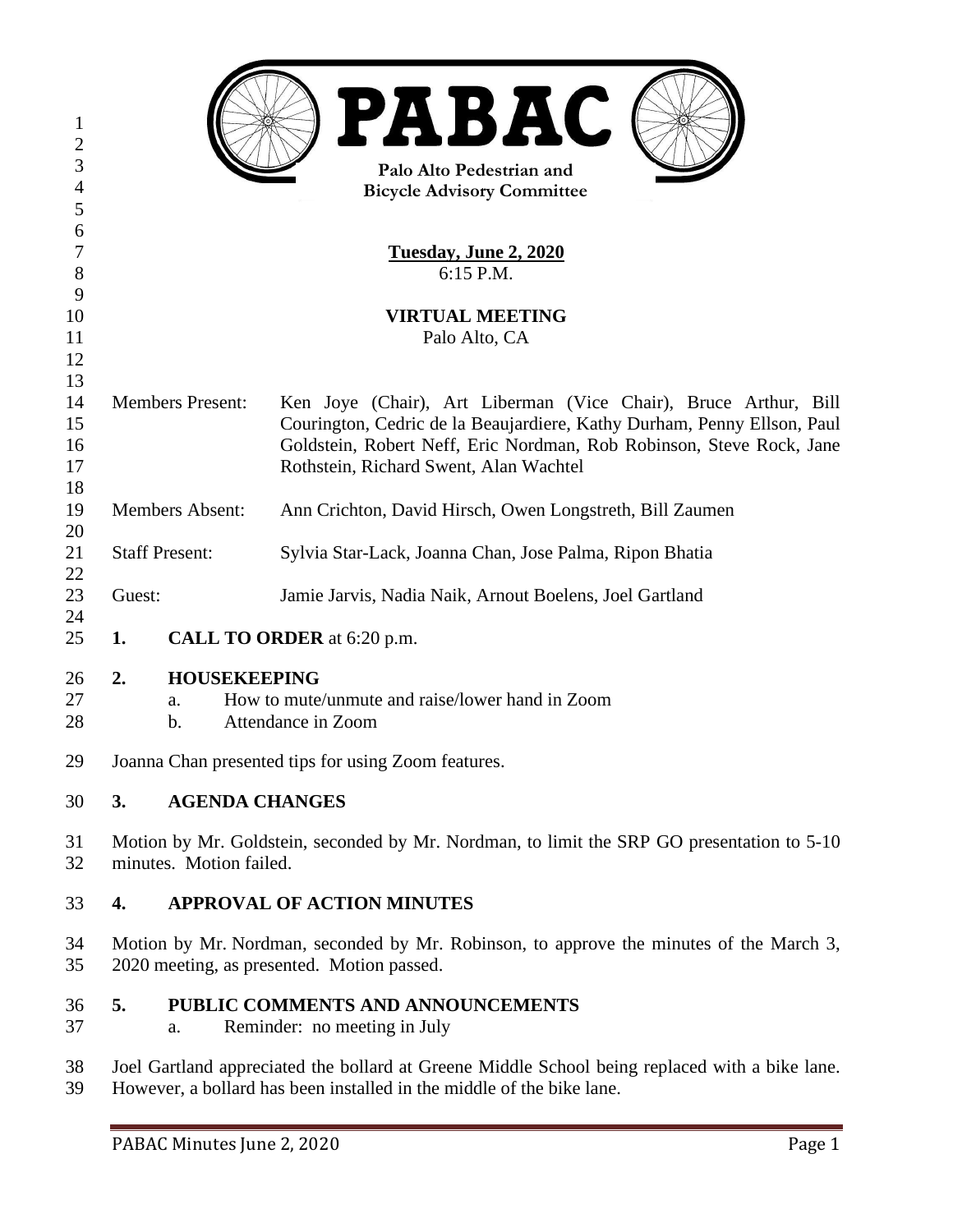**PABAC**

**Palo Alto Pedestrian and Bicycle Advisory Committee**

**Tuesday, June 2, 2020**
6:15 P.M.

**VIRTUAL MEETING**
Palo Alto, CA

Members Present: Ken Joye (Chair), Art Liberman (Vice Chair), Bruce Arthur, Bill Courington, Cedric de la Beaujardiere, Kathy Durham, Penny Ellson, Paul Goldstein, Robert Neff, Eric Nordman, Rob Robinson, Steve Rock, Jane Rothstein, Richard Swent, Alan Wachtel

Members Absent: Ann Crichton, David Hirsch, Owen Longstreth, Bill Zaumen

Staff Present: Sylvia Star-Lack, Joanna Chan, Jose Palma, Ripon Bhatia

Guest: Jamie Jarvis, Nadia Naik, Arnout Boelens, Joel Gartland

## 1. CALL TO ORDER at 6:20 p.m.

## 2. HOUSEKEEPING

a. How to mute/unmute and raise/lower hand in Zoom
b. Attendance in Zoom

Joanna Chan presented tips for using Zoom features.

## 3. AGENDA CHANGES

Motion by Mr. Goldstein, seconded by Mr. Nordman, to limit the SRP GO presentation to 5-10 minutes. Motion failed.

## 4. APPROVAL OF ACTION MINUTES

Motion by Mr. Nordman, seconded by Mr. Robinson, to approve the minutes of the March 3, 2020 meeting, as presented. Motion passed.

## 5. PUBLIC COMMENTS AND ANNOUNCEMENTS

a. Reminder: no meeting in July

Joel Gartland appreciated the bollard at Greene Middle School being replaced with a bike lane. However, a bollard has been installed in the middle of the bike lane.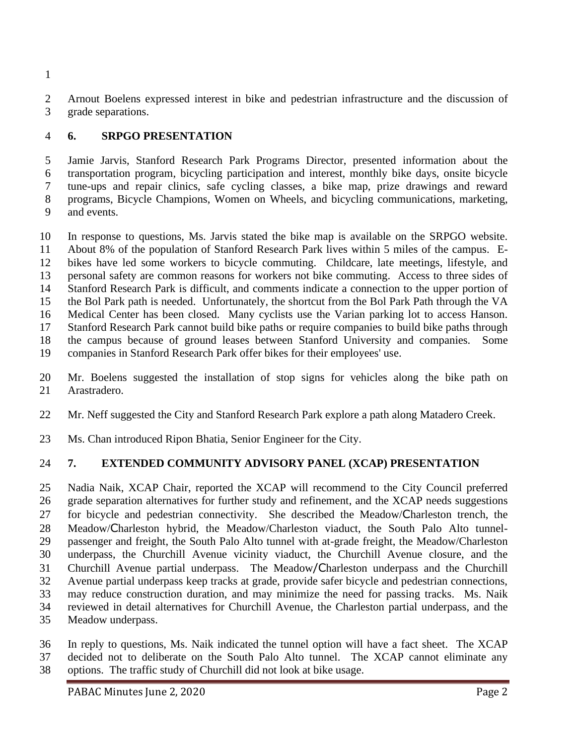Arnout Boelens expressed interest in bike and pedestrian infrastructure and the discussion of grade separations.

## 6. SRPGO PRESENTATION

Jamie Jarvis, Stanford Research Park Programs Director, presented information about the transportation program, bicycling participation and interest, monthly bike days, onsite bicycle tune-ups and repair clinics, safe cycling classes, a bike map, prize drawings and reward programs, Bicycle Champions, Women on Wheels, and bicycling communications, marketing, and events.

In response to questions, Ms. Jarvis stated the bike map is available on the SRPGO website. About 8% of the population of Stanford Research Park lives within 5 miles of the campus. E-bikes have led some workers to bicycle commuting. Childcare, late meetings, lifestyle, and personal safety are common reasons for workers not bike commuting. Access to three sides of Stanford Research Park is difficult, and comments indicate a connection to the upper portion of the Bol Park path is needed. Unfortunately, the shortcut from the Bol Park Path through the VA Medical Center has been closed. Many cyclists use the Varian parking lot to access Hanson. Stanford Research Park cannot build bike paths or require companies to build bike paths through the campus because of ground leases between Stanford University and companies. Some companies in Stanford Research Park offer bikes for their employees' use.

Mr. Boelens suggested the installation of stop signs for vehicles along the bike path on Arastradero.

Mr. Neff suggested the City and Stanford Research Park explore a path along Matadero Creek.

Ms. Chan introduced Ripon Bhatia, Senior Engineer for the City.

## 7. EXTENDED COMMUNITY ADVISORY PANEL (XCAP) PRESENTATION

Nadia Naik, XCAP Chair, reported the XCAP will recommend to the City Council preferred grade separation alternatives for further study and refinement, and the XCAP needs suggestions for bicycle and pedestrian connectivity. She described the Meadow/Charleston trench, the Meadow/Charleston hybrid, the Meadow/Charleston viaduct, the South Palo Alto tunnel-passenger and freight, the South Palo Alto tunnel with at-grade freight, the Meadow/Charleston underpass, the Churchill Avenue vicinity viaduct, the Churchill Avenue closure, and the Churchill Avenue partial underpass. The Meadow/Charleston underpass and the Churchill Avenue partial underpass keep tracks at grade, provide safer bicycle and pedestrian connections, may reduce construction duration, and may minimize the need for passing tracks. Ms. Naik reviewed in detail alternatives for Churchill Avenue, the Charleston partial underpass, and the Meadow underpass.

In reply to questions, Ms. Naik indicated the tunnel option will have a fact sheet. The XCAP decided not to deliberate on the South Palo Alto tunnel. The XCAP cannot eliminate any options. The traffic study of Churchill did not look at bike usage.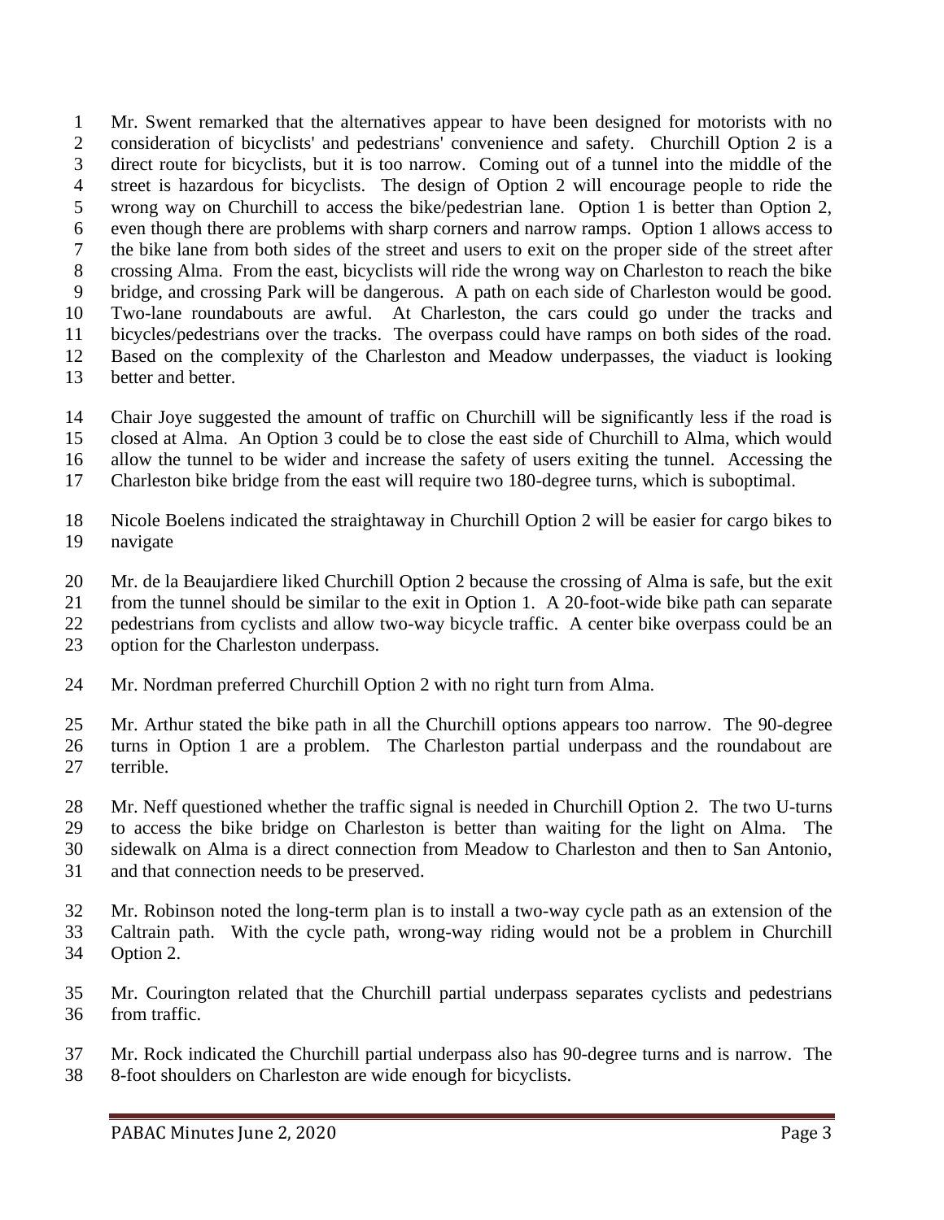Mr. Swent remarked that the alternatives appear to have been designed for motorists with no consideration of bicyclists' and pedestrians' convenience and safety. Churchill Option 2 is a direct route for bicyclists, but it is too narrow. Coming out of a tunnel into the middle of the street is hazardous for bicyclists. The design of Option 2 will encourage people to ride the wrong way on Churchill to access the bike/pedestrian lane. Option 1 is better than Option 2, even though there are problems with sharp corners and narrow ramps. Option 1 allows access to the bike lane from both sides of the street and users to exit on the proper side of the street after crossing Alma. From the east, bicyclists will ride the wrong way on Charleston to reach the bike bridge, and crossing Park will be dangerous. A path on each side of Charleston would be good. Two-lane roundabouts are awful. At Charleston, the cars could go under the tracks and bicycles/pedestrians over the tracks. The overpass could have ramps on both sides of the road. Based on the complexity of the Charleston and Meadow underpasses, the viaduct is looking better and better.

Chair Joye suggested the amount of traffic on Churchill will be significantly less if the road is closed at Alma. An Option 3 could be to close the east side of Churchill to Alma, which would allow the tunnel to be wider and increase the safety of users exiting the tunnel. Accessing the Charleston bike bridge from the east will require two 180-degree turns, which is suboptimal.

Nicole Boelens indicated the straightaway in Churchill Option 2 will be easier for cargo bikes to navigate

Mr. de la Beaujardiere liked Churchill Option 2 because the crossing of Alma is safe, but the exit from the tunnel should be similar to the exit in Option 1. A 20-foot-wide bike path can separate pedestrians from cyclists and allow two-way bicycle traffic. A center bike overpass could be an option for the Charleston underpass.

Mr. Nordman preferred Churchill Option 2 with no right turn from Alma.

Mr. Arthur stated the bike path in all the Churchill options appears too narrow. The 90-degree turns in Option 1 are a problem. The Charleston partial underpass and the roundabout are terrible.

Mr. Neff questioned whether the traffic signal is needed in Churchill Option 2. The two U-turns to access the bike bridge on Charleston is better than waiting for the light on Alma. The sidewalk on Alma is a direct connection from Meadow to Charleston and then to San Antonio, and that connection needs to be preserved.

Mr. Robinson noted the long-term plan is to install a two-way cycle path as an extension of the Caltrain path. With the cycle path, wrong-way riding would not be a problem in Churchill Option 2.

Mr. Courington related that the Churchill partial underpass separates cyclists and pedestrians from traffic.

Mr. Rock indicated the Churchill partial underpass also has 90-degree turns and is narrow. The 8-foot shoulders on Charleston are wide enough for bicyclists.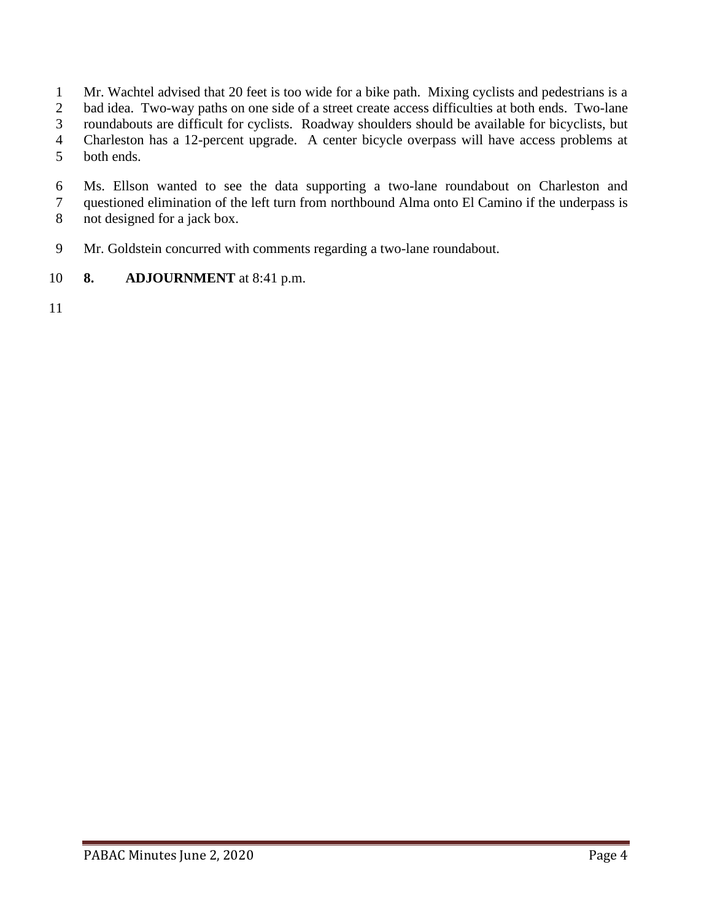Mr. Wachtel advised that 20 feet is too wide for a bike path. Mixing cyclists and pedestrians is a bad idea. Two-way paths on one side of a street create access difficulties at both ends. Two-lane roundabouts are difficult for cyclists. Roadway shoulders should be available for bicyclists, but Charleston has a 12-percent upgrade. A center bicycle overpass will have access problems at both ends.

Ms. Ellson wanted to see the data supporting a two-lane roundabout on Charleston and questioned elimination of the left turn from northbound Alma onto El Camino if the underpass is not designed for a jack box.

Mr. Goldstein concurred with comments regarding a two-lane roundabout.

**8. ADJOURNMENT** at 8:41 p.m.